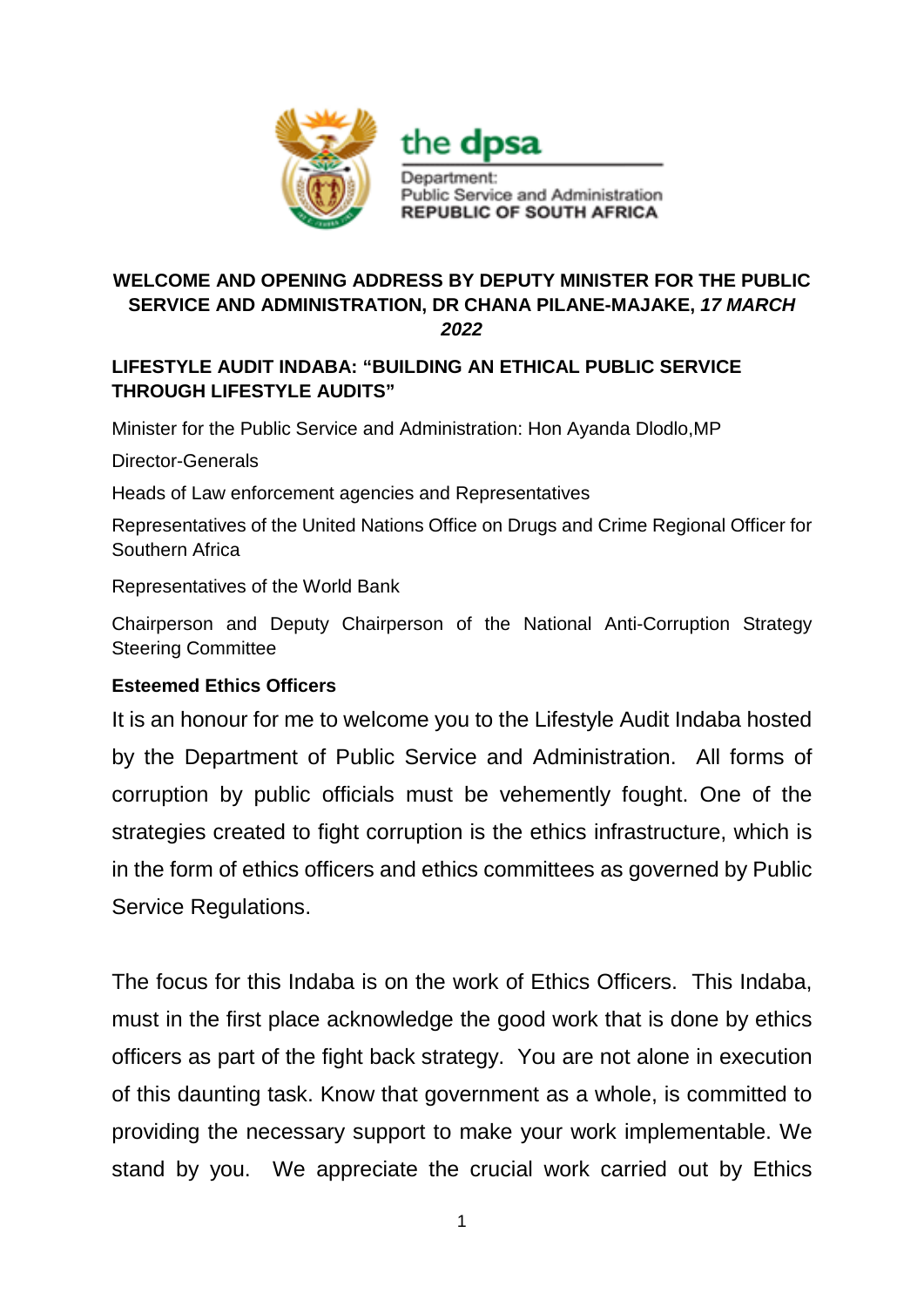the dpsa

Department:
Public Service and Administration
REPUBLIC OF SOUTH AFRICA

**WELCOME AND OPENING ADDRESS BY DEPUTY MINISTER FOR THE PUBLIC SERVICE AND ADMINISTRATION, DR CHANA PILANE-MAJAKE, *17 MARCH 2022***

**LIFESTYLE AUDIT INDABA: "BUILDING AN ETHICAL PUBLIC SERVICE THROUGH LIFESTYLE AUDITS"**

Minister for the Public Service and Administration: Hon Ayanda Dlodlo,MP

Director-Generals

Heads of Law enforcement agencies and Representatives

Representatives of the United Nations Office on Drugs and Crime Regional Officer for Southern Africa

Representatives of the World Bank

Chairperson and Deputy Chairperson of the National Anti-Corruption Strategy Steering Committee

**Esteemed Ethics Officers**

It is an honour for me to welcome you to the Lifestyle Audit Indaba hosted by the Department of Public Service and Administration. All forms of corruption by public officials must be vehemently fought. One of the strategies created to fight corruption is the ethics infrastructure, which is in the form of ethics officers and ethics committees as governed by Public Service Regulations.

The focus for this Indaba is on the work of Ethics Officers. This Indaba, must in the first place acknowledge the good work that is done by ethics officers as part of the fight back strategy. You are not alone in execution of this daunting task. Know that government as a whole, is committed to providing the necessary support to make your work implementable. We stand by you. We appreciate the crucial work carried out by Ethics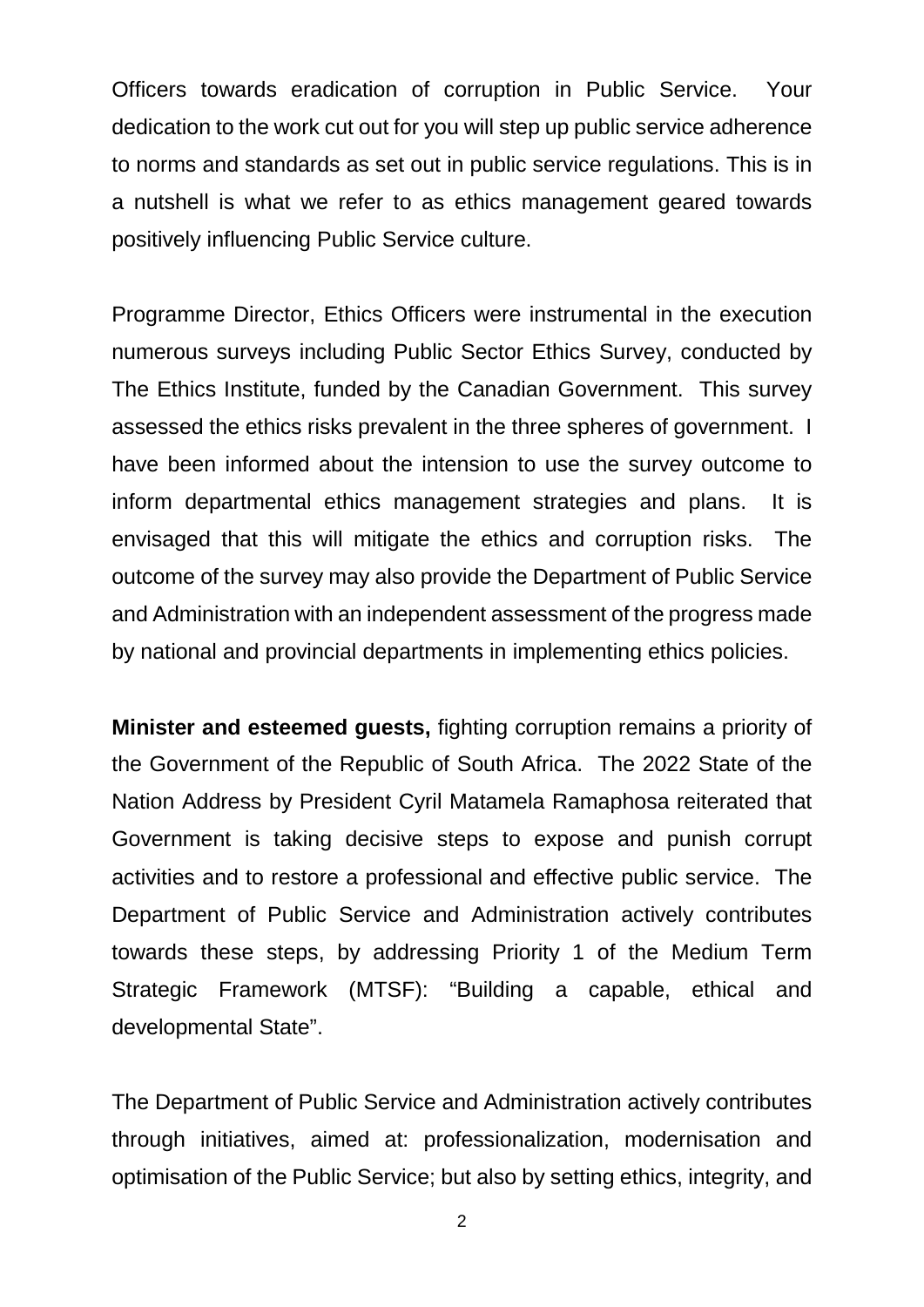Officers towards eradication of corruption in Public Service. Your dedication to the work cut out for you will step up public service adherence to norms and standards as set out in public service regulations. This is in a nutshell is what we refer to as ethics management geared towards positively influencing Public Service culture.

Programme Director, Ethics Officers were instrumental in the execution numerous surveys including Public Sector Ethics Survey, conducted by The Ethics Institute, funded by the Canadian Government. This survey assessed the ethics risks prevalent in the three spheres of government. I have been informed about the intension to use the survey outcome to inform departmental ethics management strategies and plans. It is envisaged that this will mitigate the ethics and corruption risks. The outcome of the survey may also provide the Department of Public Service and Administration with an independent assessment of the progress made by national and provincial departments in implementing ethics policies.

**Minister and esteemed guests,** fighting corruption remains a priority of the Government of the Republic of South Africa. The 2022 State of the Nation Address by President Cyril Matamela Ramaphosa reiterated that Government is taking decisive steps to expose and punish corrupt activities and to restore a professional and effective public service. The Department of Public Service and Administration actively contributes towards these steps, by addressing Priority 1 of the Medium Term Strategic Framework (MTSF): "Building a capable, ethical and developmental State".

The Department of Public Service and Administration actively contributes through initiatives, aimed at: professionalization, modernisation and optimisation of the Public Service; but also by setting ethics, integrity, and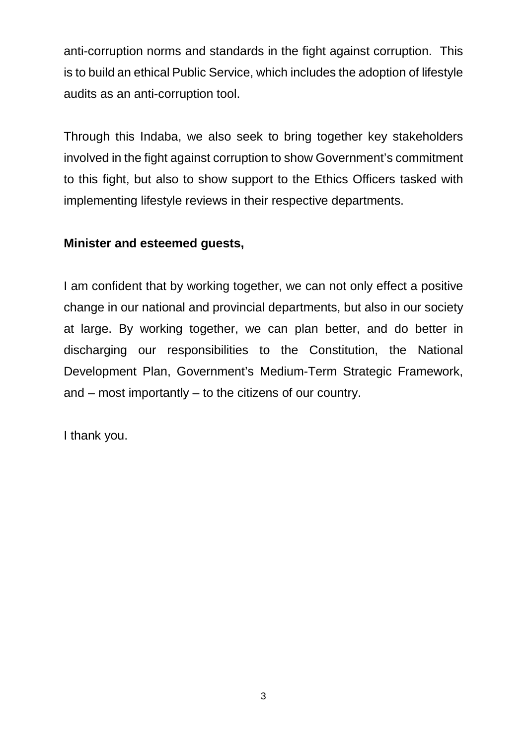anti-corruption norms and standards in the fight against corruption. This is to build an ethical Public Service, which includes the adoption of lifestyle audits as an anti-corruption tool.

Through this Indaba, we also seek to bring together key stakeholders involved in the fight against corruption to show Government's commitment to this fight, but also to show support to the Ethics Officers tasked with implementing lifestyle reviews in their respective departments.

**Minister and esteemed guests,**

I am confident that by working together, we can not only effect a positive change in our national and provincial departments, but also in our society at large. By working together, we can plan better, and do better in discharging our responsibilities to the Constitution, the National Development Plan, Government's Medium-Term Strategic Framework, and – most importantly – to the citizens of our country.

I thank you.